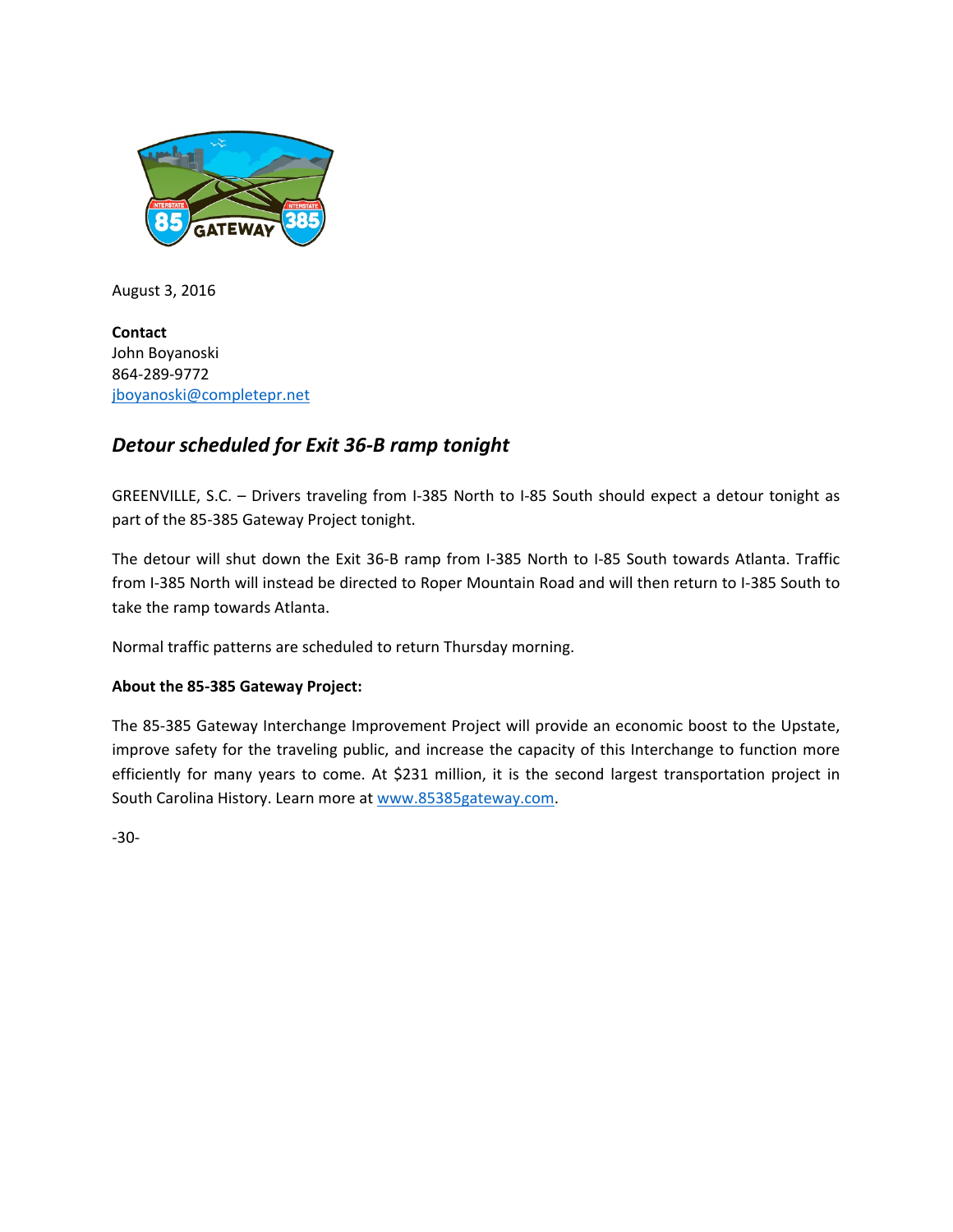August 3, 2016

**Contact**
John Boyanoski
864-289-9772
[jboyanoski@completepr.net](mailto:jboyanoski@completepr.net)

## *Detour scheduled for Exit 36-B ramp tonight*

GREENVILLE, S.C. – Drivers traveling from I-385 North to I-85 South should expect a detour tonight as part of the 85-385 Gateway Project tonight.

The detour will shut down the Exit 36-B ramp from I-385 North to I-85 South towards Atlanta. Traffic from I-385 North will instead be directed to Roper Mountain Road and will then return to I-385 South to take the ramp towards Atlanta.

Normal traffic patterns are scheduled to return Thursday morning.

**About the 85-385 Gateway Project:**

The 85-385 Gateway Interchange Improvement Project will provide an economic boost to the Upstate, improve safety for the traveling public, and increase the capacity of this Interchange to function more efficiently for many years to come. At $231 million, it is the second largest transportation project in South Carolina History. Learn more at [www.85385gateway.com](http://www.85385gateway.com).

-30-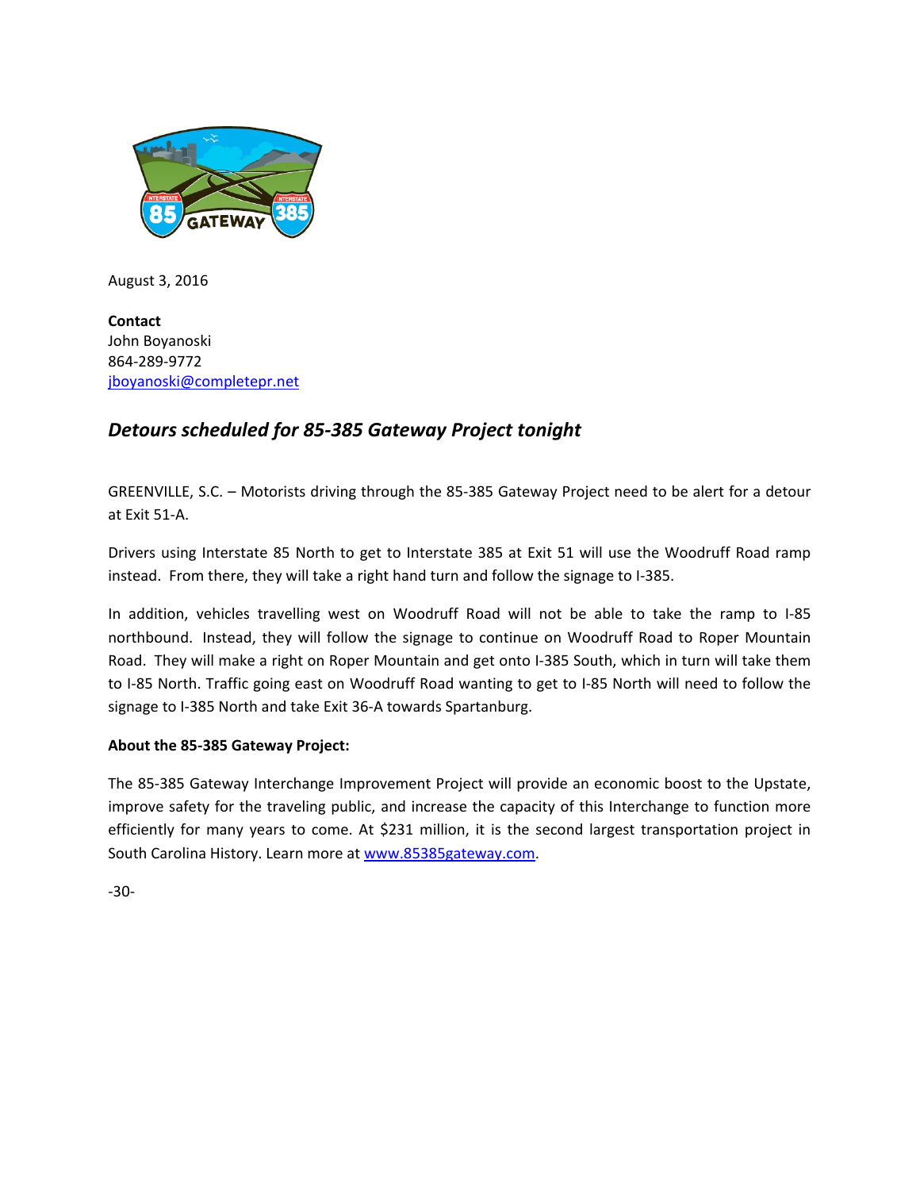August 3, 2016

**Contact**
John Boyanoski
864-289-9772
[jboyanoski@completepr.net](mailto:jboyanoski@completepr.net)

## *Detours scheduled for 85-385 Gateway Project tonight*

GREENVILLE, S.C. – Motorists driving through the 85-385 Gateway Project need to be alert for a detour at Exit 51-A.

Drivers using Interstate 85 North to get to Interstate 385 at Exit 51 will use the Woodruff Road ramp instead. From there, they will take a right hand turn and follow the signage to I-385.

In addition, vehicles travelling west on Woodruff Road will not be able to take the ramp to I-85 northbound. Instead, they will follow the signage to continue on Woodruff Road to Roper Mountain Road. They will make a right on Roper Mountain and get onto I-385 South, which in turn will take them to I-85 North. Traffic going east on Woodruff Road wanting to get to I-85 North will need to follow the signage to I-385 North and take Exit 36-A towards Spartanburg.

**About the 85-385 Gateway Project:**

The 85-385 Gateway Interchange Improvement Project will provide an economic boost to the Upstate, improve safety for the traveling public, and increase the capacity of this Interchange to function more efficiently for many years to come. At $231 million, it is the second largest transportation project in South Carolina History. Learn more at [www.85385gateway.com](http://www.85385gateway.com).

-30-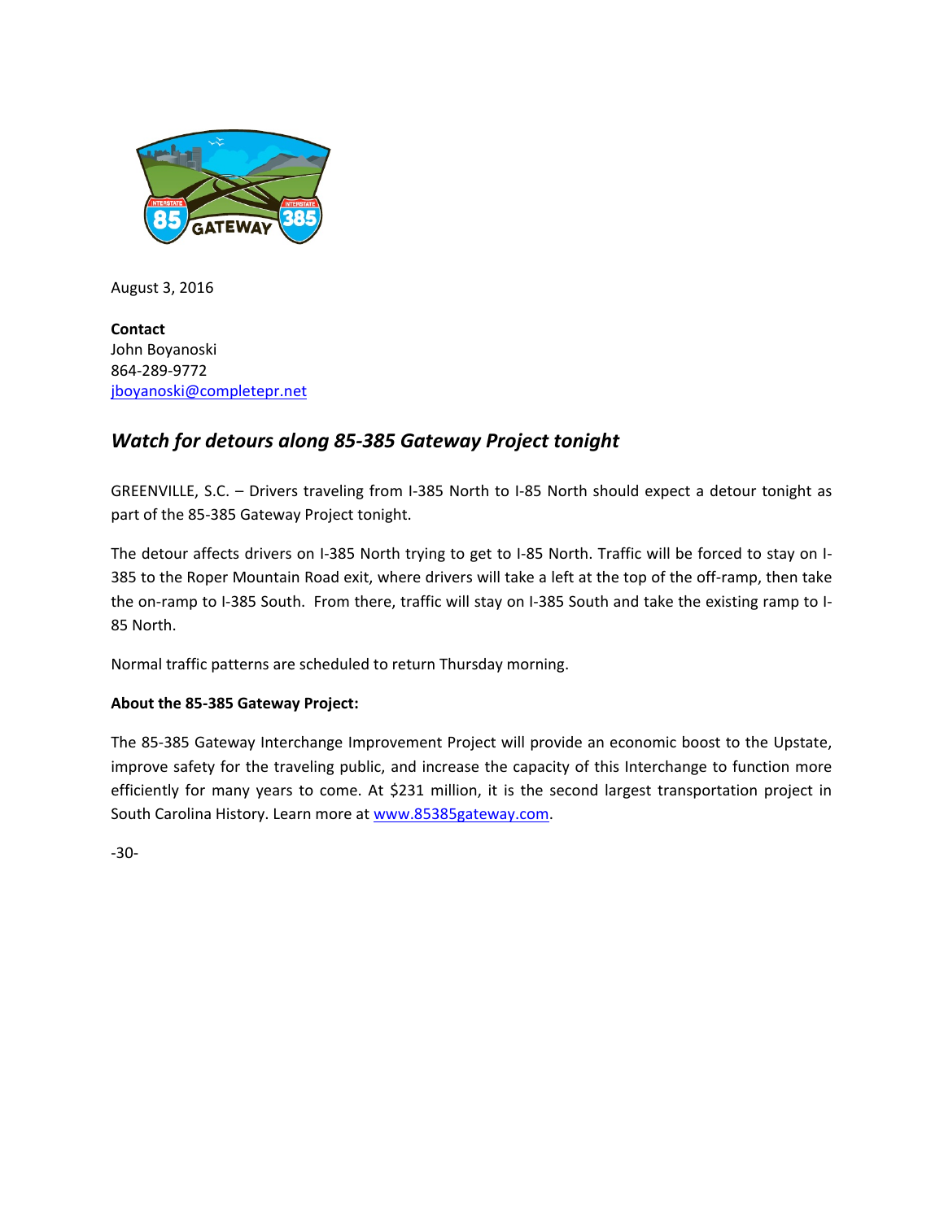August 3, 2016

**Contact**
John Boyanoski
864-289-9772
jboyanoski@completepr.net

## *Watch for detours along 85-385 Gateway Project tonight*

GREENVILLE, S.C. – Drivers traveling from I-385 North to I-85 North should expect a detour tonight as part of the 85-385 Gateway Project tonight.

The detour affects drivers on I-385 North trying to get to I-85 North. Traffic will be forced to stay on I-385 to the Roper Mountain Road exit, where drivers will take a left at the top of the off-ramp, then take the on-ramp to I-385 South. From there, traffic will stay on I-385 South and take the existing ramp to I-85 North.

Normal traffic patterns are scheduled to return Thursday morning.

**About the 85-385 Gateway Project:**

The 85-385 Gateway Interchange Improvement Project will provide an economic boost to the Upstate, improve safety for the traveling public, and increase the capacity of this Interchange to function more efficiently for many years to come. At $231 million, it is the second largest transportation project in South Carolina History. Learn more at www.85385gateway.com.

-30-